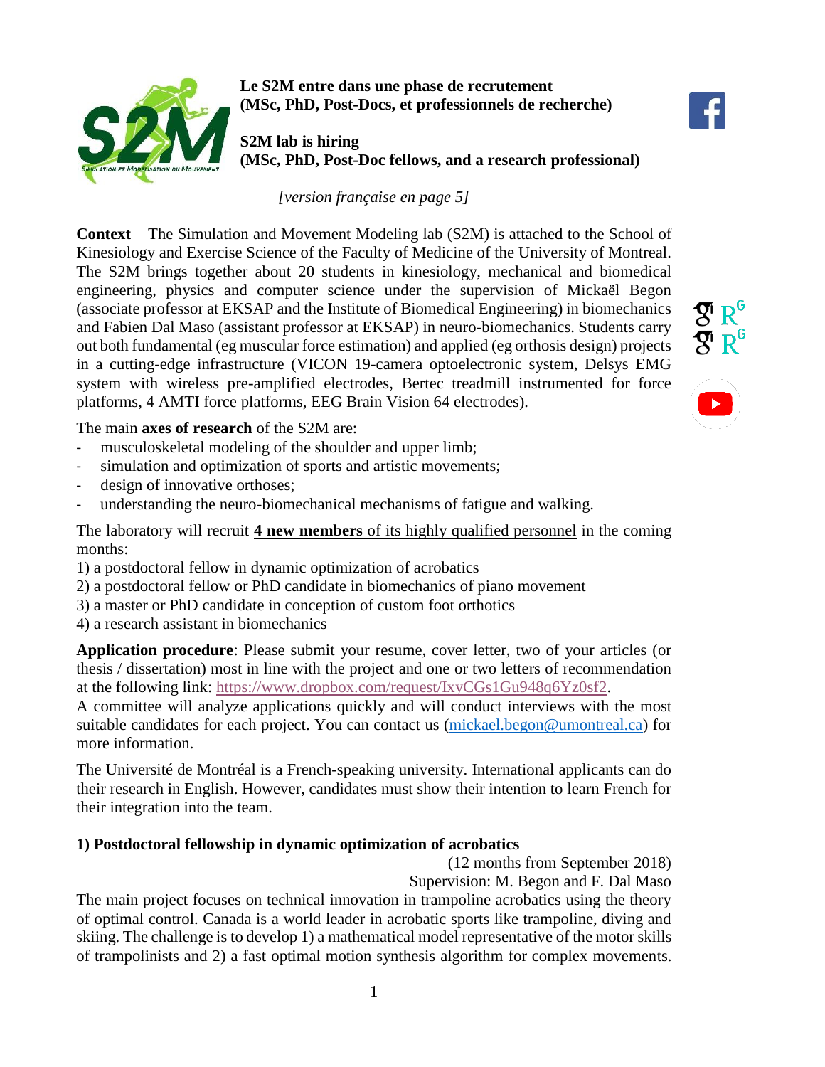**Le S2M entre dans une phase de recrutement (MSc, PhD, Post-Docs, et professionnels de recherche)**

**S2M lab is hiring (MSc, PhD, Post-Doc fellows, and a research professional)**

*[version française en page 5]*

**Context** – The Simulation and Movement Modeling lab (S2M) is attached to the School of Kinesiology and Exercise Science of the Faculty of Medicine of the University of Montreal. The S2M brings together about 20 students in kinesiology, mechanical and biomedical engineering, physics and computer science under the supervision of Mickaël Begon (associate professor at EKSAP and the Institute of Biomedical Engineering) in biomechanics and Fabien Dal Maso (assistant professor at EKSAP) in neuro-biomechanics. Students carry out both fundamental (eg muscular force estimation) and applied (eg orthosis design) projects in a cutting-edge infrastructure (VICON 19-camera optoelectronic system, Delsys EMG system with wireless pre-amplified electrodes, Bertec treadmill instrumented for force platforms, 4 AMTI force platforms, EEG Brain Vision 64 electrodes).

The main **axes of research** of the S2M are:

- musculoskeletal modeling of the shoulder and upper limb;
- simulation and optimization of sports and artistic movements;
- design of innovative orthoses;
- understanding the neuro-biomechanical mechanisms of fatigue and walking.

The laboratory will recruit **4 new members** of its highly qualified personnel in the coming months:

1) a postdoctoral fellow in dynamic optimization of acrobatics
2) a postdoctoral fellow or PhD candidate in biomechanics of piano movement
3) a master or PhD candidate in conception of custom foot orthotics
4) a research assistant in biomechanics

**Application procedure**: Please submit your resume, cover letter, two of your articles (or thesis / dissertation) most in line with the project and one or two letters of recommendation at the following link: https://www.dropbox.com/request/IxyCGs1Gu948q6Yz0sf2.

A committee will analyze applications quickly and will conduct interviews with the most suitable candidates for each project. You can contact us (mickael.begon@umontreal.ca) for more information.

The Université de Montréal is a French-speaking university. International applicants can do their research in English. However, candidates must show their intention to learn French for their integration into the team.

### 1) Postdoctoral fellowship in dynamic optimization of acrobatics

(12 months from September 2018)
Supervision: M. Begon and F. Dal Maso

The main project focuses on technical innovation in trampoline acrobatics using the theory of optimal control. Canada is a world leader in acrobatic sports like trampoline, diving and skiing. The challenge is to develop 1) a mathematical model representative of the motor skills of trampolinists and 2) a fast optimal motion synthesis algorithm for complex movements.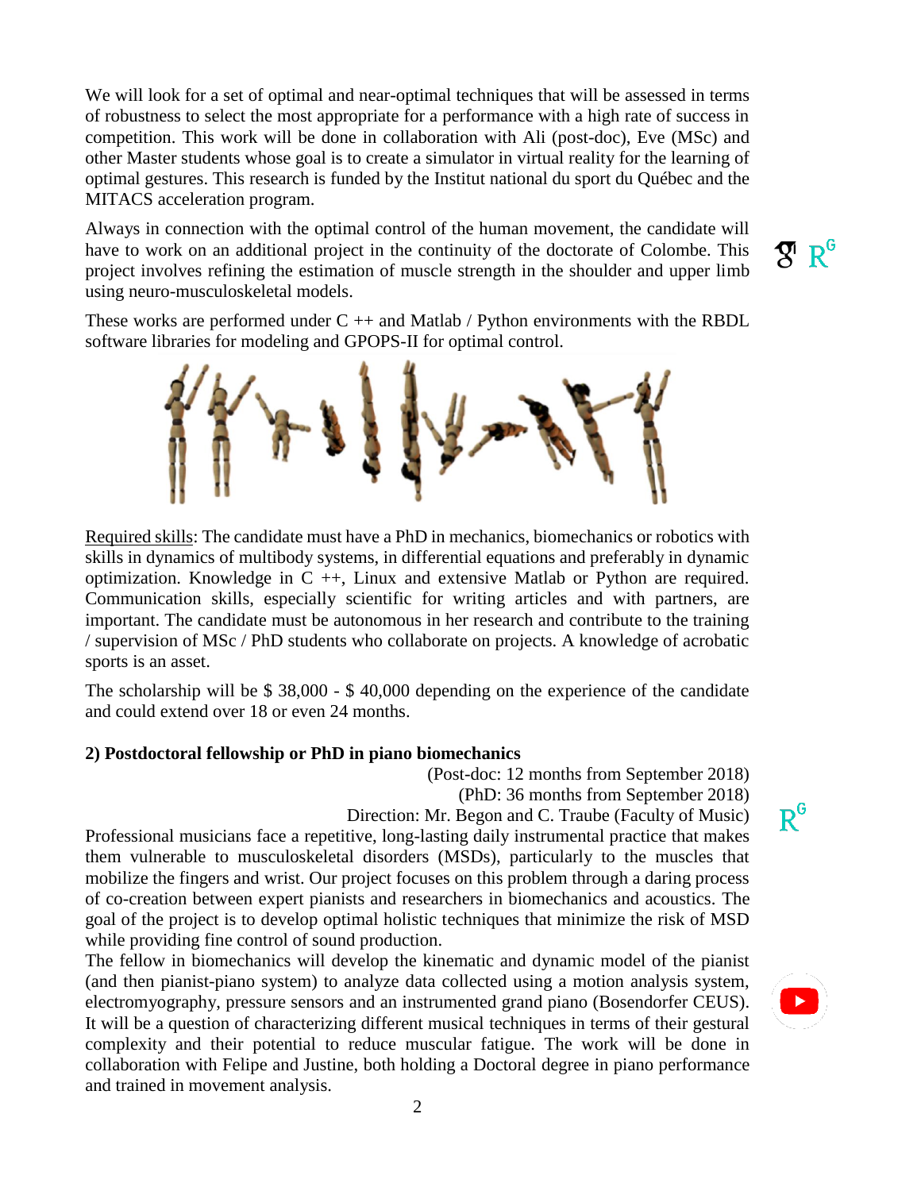We will look for a set of optimal and near-optimal techniques that will be assessed in terms of robustness to select the most appropriate for a performance with a high rate of success in competition. This work will be done in collaboration with Ali (post-doc), Eve (MSc) and other Master students whose goal is to create a simulator in virtual reality for the learning of optimal gestures. This research is funded by the Institut national du sport du Québec and the MITACS acceleration program.

Always in connection with the optimal control of the human movement, the candidate will have to work on an additional project in the continuity of the doctorate of Colombe. This project involves refining the estimation of muscle strength in the shoulder and upper limb using neuro-musculoskeletal models.

These works are performed under C ++ and Matlab / Python environments with the RBDL software libraries for modeling and GPOPS-II for optimal control.

Required skills: The candidate must have a PhD in mechanics, biomechanics or robotics with skills in dynamics of multibody systems, in differential equations and preferably in dynamic optimization. Knowledge in C ++, Linux and extensive Matlab or Python are required. Communication skills, especially scientific for writing articles and with partners, are important. The candidate must be autonomous in her research and contribute to the training / supervision of MSc / PhD students who collaborate on projects. A knowledge of acrobatic sports is an asset.

The scholarship will be \$ 38,000 - \$ 40,000 depending on the experience of the candidate and could extend over 18 or even 24 months.

**2) Postdoctoral fellowship or PhD in piano biomechanics**

(Post-doc: 12 months from September 2018)
(PhD: 36 months from September 2018)
Direction: Mr. Begon and C. Traube (Faculty of Music)

Professional musicians face a repetitive, long-lasting daily instrumental practice that makes them vulnerable to musculoskeletal disorders (MSDs), particularly to the muscles that mobilize the fingers and wrist. Our project focuses on this problem through a daring process of co-creation between expert pianists and researchers in biomechanics and acoustics. The goal of the project is to develop optimal holistic techniques that minimize the risk of MSD while providing fine control of sound production.

The fellow in biomechanics will develop the kinematic and dynamic model of the pianist (and then pianist-piano system) to analyze data collected using a motion analysis system, electromyography, pressure sensors and an instrumented grand piano (Bosendorfer CEUS). It will be a question of characterizing different musical techniques in terms of their gestural complexity and their potential to reduce muscular fatigue. The work will be done in collaboration with Felipe and Justine, both holding a Doctoral degree in piano performance and trained in movement analysis.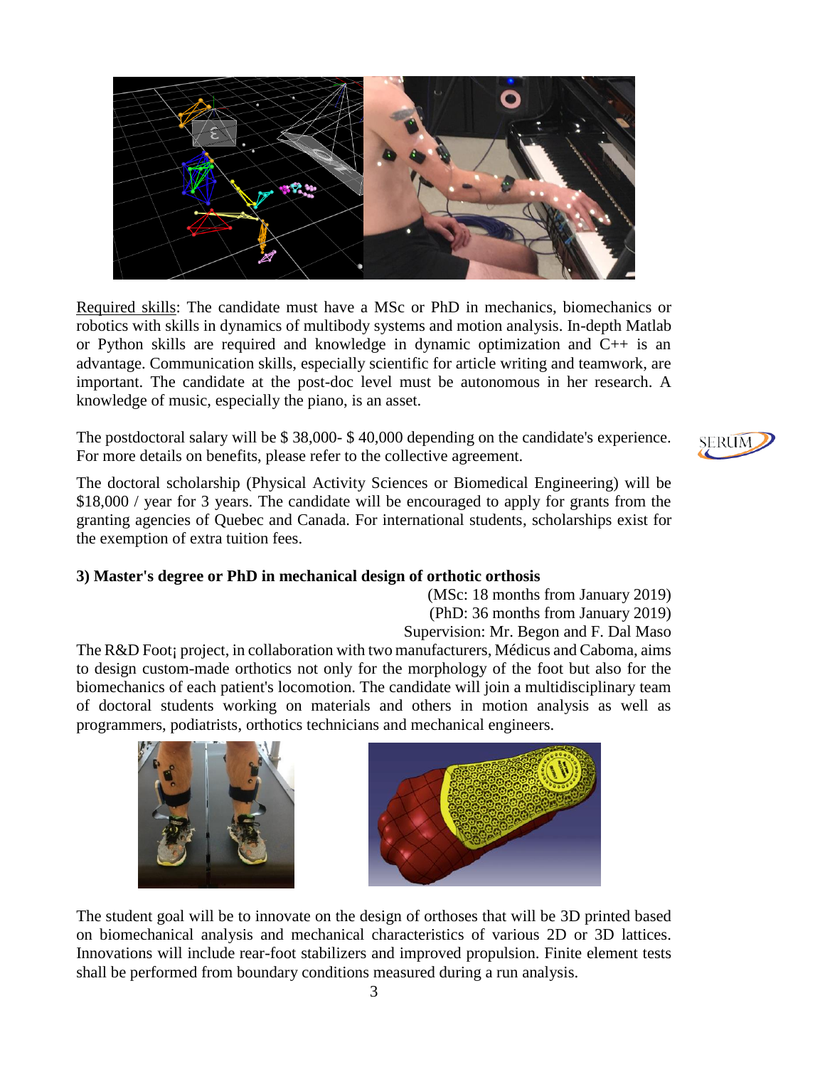Required skills: The candidate must have a MSc or PhD in mechanics, biomechanics or robotics with skills in dynamics of multibody systems and motion analysis. In-depth Matlab or Python skills are required and knowledge in dynamic optimization and C++ is an advantage. Communication skills, especially scientific for article writing and teamwork, are important. The candidate at the post-doc level must be autonomous in her research. A knowledge of music, especially the piano, is an asset.

The postdoctoral salary will be $ 38,000- $ 40,000 depending on the candidate's experience. For more details on benefits, please refer to the collective agreement.

The doctoral scholarship (Physical Activity Sciences or Biomedical Engineering) will be $18,000 / year for 3 years. The candidate will be encouraged to apply for grants from the granting agencies of Quebec and Canada. For international students, scholarships exist for the exemption of extra tuition fees.

### 3) Master's degree or PhD in mechanical design of orthotic orthosis

(MSc: 18 months from January 2019)
(PhD: 36 months from January 2019)
Supervision: Mr. Begon and F. Dal Maso

The R&D Foot¡ project, in collaboration with two manufacturers, Médicus and Caboma, aims to design custom-made orthotics not only for the morphology of the foot but also for the biomechanics of each patient's locomotion. The candidate will join a multidisciplinary team of doctoral students working on materials and others in motion analysis as well as programmers, podiatrists, orthotics technicians and mechanical engineers.

The student goal will be to innovate on the design of orthoses that will be 3D printed based on biomechanical analysis and mechanical characteristics of various 2D or 3D lattices. Innovations will include rear-foot stabilizers and improved propulsion. Finite element tests shall be performed from boundary conditions measured during a run analysis.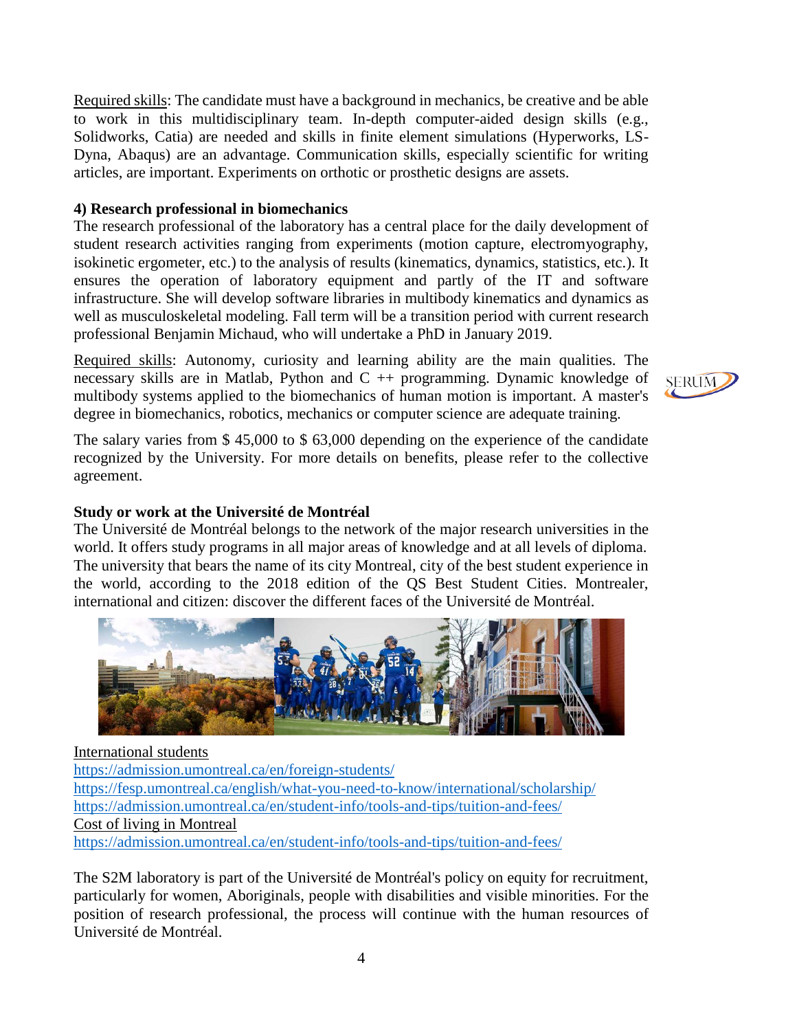Required skills: The candidate must have a background in mechanics, be creative and be able to work in this multidisciplinary team. In-depth computer-aided design skills (e.g., Solidworks, Catia) are needed and skills in finite element simulations (Hyperworks, LS-Dyna, Abaqus) are an advantage. Communication skills, especially scientific for writing articles, are important. Experiments on orthotic or prosthetic designs are assets.

**4) Research professional in biomechanics**

The research professional of the laboratory has a central place for the daily development of student research activities ranging from experiments (motion capture, electromyography, isokinetic ergometer, etc.) to the analysis of results (kinematics, dynamics, statistics, etc.). It ensures the operation of laboratory equipment and partly of the IT and software infrastructure. She will develop software libraries in multibody kinematics and dynamics as well as musculoskeletal modeling. Fall term will be a transition period with current research professional Benjamin Michaud, who will undertake a PhD in January 2019.

Required skills: Autonomy, curiosity and learning ability are the main qualities. The necessary skills are in Matlab, Python and C ++ programming. Dynamic knowledge of multibody systems applied to the biomechanics of human motion is important. A master's degree in biomechanics, robotics, mechanics or computer science are adequate training.

The salary varies from $ 45,000 to $ 63,000 depending on the experience of the candidate recognized by the University. For more details on benefits, please refer to the collective agreement.

**Study or work at the Université de Montréal**

The Université de Montréal belongs to the network of the major research universities in the world. It offers study programs in all major areas of knowledge and at all levels of diploma. The university that bears the name of its city Montreal, city of the best student experience in the world, according to the 2018 edition of the QS Best Student Cities. Montrealer, international and citizen: discover the different faces of the Université de Montréal.

International students

https://admission.umontreal.ca/en/foreign-students/

https://fesp.umontreal.ca/english/what-you-need-to-know/international/scholarship/

https://admission.umontreal.ca/en/student-info/tools-and-tips/tuition-and-fees/

Cost of living in Montreal

https://admission.umontreal.ca/en/student-info/tools-and-tips/tuition-and-fees/

The S2M laboratory is part of the Université de Montréal's policy on equity for recruitment, particularly for women, Aboriginals, people with disabilities and visible minorities. For the position of research professional, the process will continue with the human resources of Université de Montréal.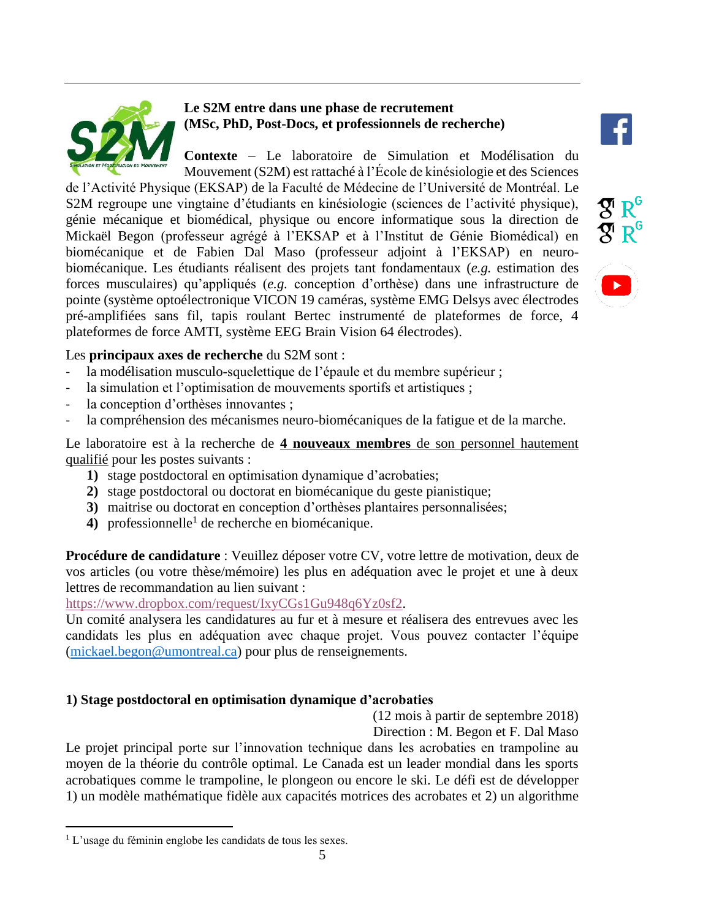**Le S2M entre dans une phase de recrutement (MSc, PhD, Post-Docs, et professionnels de recherche)**

**Contexte** – Le laboratoire de Simulation et Modélisation du Mouvement (S2M) est rattaché à l'École de kinésiologie et des Sciences de l'Activité Physique (EKSAP) de la Faculté de Médecine de l'Université de Montréal. Le S2M regroupe une vingtaine d'étudiants en kinésiologie (sciences de l'activité physique), génie mécanique et biomédical, physique ou encore informatique sous la direction de Mickaël Begon (professeur agrégé à l'EKSAP et à l'Institut de Génie Biomédical) en biomécanique et de Fabien Dal Maso (professeur adjoint à l'EKSAP) en neuro-biomécanique. Les étudiants réalisent des projets tant fondamentaux (*e.g.* estimation des forces musculaires) qu'appliqués (*e.g.* conception d'orthèse) dans une infrastructure de pointe (système optoélectronique VICON 19 caméras, système EMG Delsys avec électrodes pré-amplifiées sans fil, tapis roulant Bertec instrumenté de plateformes de force, 4 plateformes de force AMTI, système EEG Brain Vision 64 électrodes).

Les **principaux axes de recherche** du S2M sont :

- la modélisation musculo-squelettique de l'épaule et du membre supérieur ;
- la simulation et l'optimisation de mouvements sportifs et artistiques ;
- la conception d'orthèses innovantes ;
- la compréhension des mécanismes neuro-biomécaniques de la fatigue et de la marche.

Le laboratoire est à la recherche de **4 nouveaux membres** de son personnel hautement qualifié pour les postes suivants :

1) stage postdoctoral en optimisation dynamique d'acrobaties;
2) stage postdoctoral ou doctorat en biomécanique du geste pianistique;
3) maitrise ou doctorat en conception d'orthèses plantaires personnalisées;
4) professionnelle[1] de recherche en biomécanique.

**Procédure de candidature** : Veuillez déposer votre CV, votre lettre de motivation, deux de vos articles (ou votre thèse/mémoire) les plus en adéquation avec le projet et une à deux lettres de recommandation au lien suivant : https://www.dropbox.com/request/IxyCGs1Gu948q6Yz0sf2.
Un comité analysera les candidatures au fur et à mesure et réalisera des entrevues avec les candidats les plus en adéquation avec chaque projet. Vous pouvez contacter l'équipe (mickael.begon@umontreal.ca) pour plus de renseignements.

### 1) Stage postdoctoral en optimisation dynamique d'acrobaties

(12 mois à partir de septembre 2018)
Direction : M. Begon et F. Dal Maso

Le projet principal porte sur l'innovation technique dans les acrobaties en trampoline au moyen de la théorie du contrôle optimal. Le Canada est un leader mondial dans les sports acrobatiques comme le trampoline, le plongeon ou encore le ski. Le défi est de développer 1) un modèle mathématique fidèle aux capacités motrices des acrobates et 2) un algorithme

[1] L'usage du féminin englobe les candidats de tous les sexes.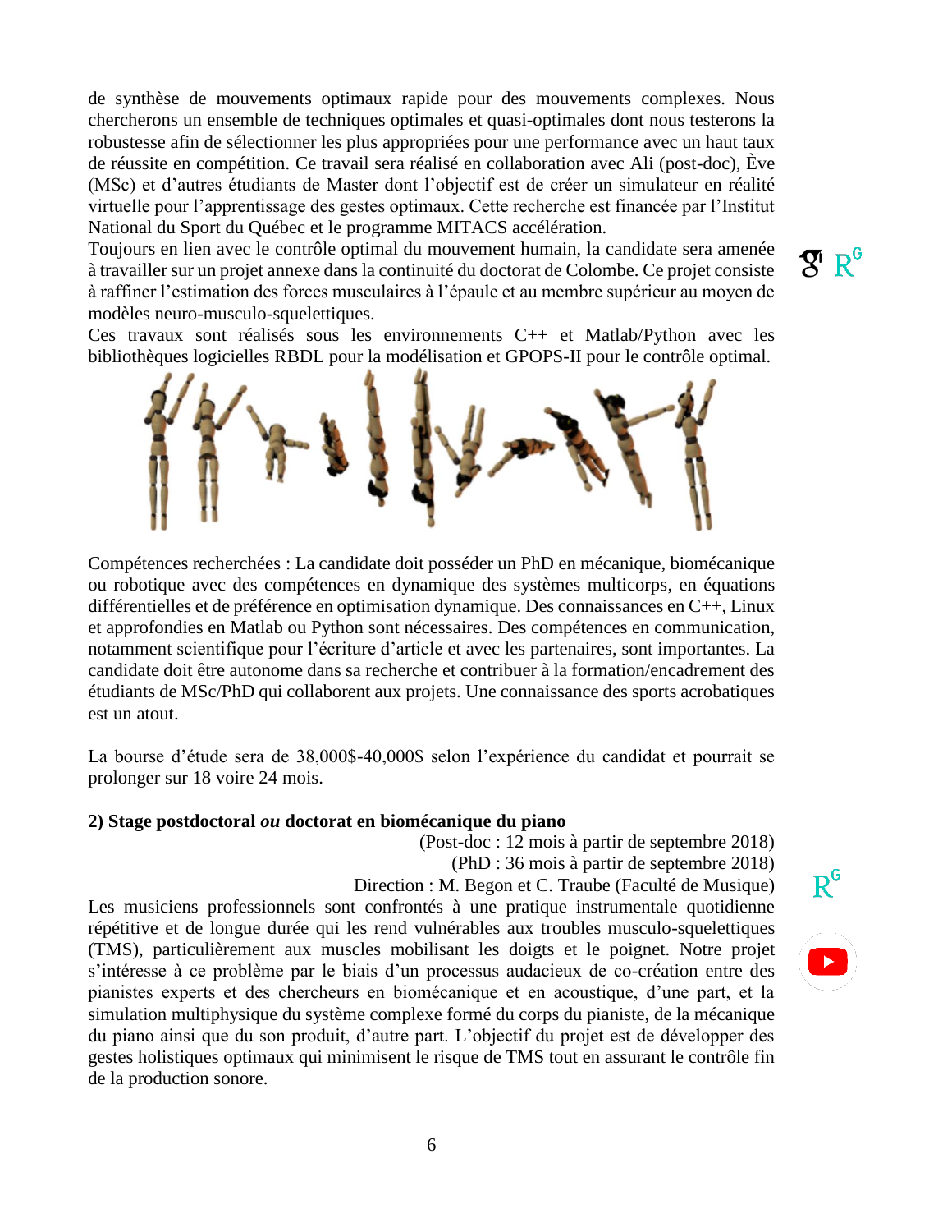de synthèse de mouvements optimaux rapide pour des mouvements complexes. Nous chercherons un ensemble de techniques optimales et quasi-optimales dont nous testerons la robustesse afin de sélectionner les plus appropriées pour une performance avec un haut taux de réussite en compétition. Ce travail sera réalisé en collaboration avec Ali (post-doc), Ève (MSc) et d'autres étudiants de Master dont l'objectif est de créer un simulateur en réalité virtuelle pour l'apprentissage des gestes optimaux. Cette recherche est financée par l'Institut National du Sport du Québec et le programme MITACS accélération.

Toujours en lien avec le contrôle optimal du mouvement humain, la candidate sera amenée à travailler sur un projet annexe dans la continuité du doctorat de Colombe. Ce projet consiste à raffiner l'estimation des forces musculaires à l'épaule et au membre supérieur au moyen de modèles neuro-musculo-squelettiques.

Ces travaux sont réalisés sous les environnements C++ et Matlab/Python avec les bibliothèques logicielles RBDL pour la modélisation et GPOPS-II pour le contrôle optimal.

<u>Compétences recherchées</u> : La candidate doit posséder un PhD en mécanique, biomécanique ou robotique avec des compétences en dynamique des systèmes multicorps, en équations différentielles et de préférence en optimisation dynamique. Des connaissances en C++, Linux et approfondies en Matlab ou Python sont nécessaires. Des compétences en communication, notamment scientifique pour l'écriture d'article et avec les partenaires, sont importantes. La candidate doit être autonome dans sa recherche et contribuer à la formation/encadrement des étudiants de MSc/PhD qui collaborent aux projets. Une connaissance des sports acrobatiques est un atout.

La bourse d'étude sera de 38,000\$-40,000\$ selon l'expérience du candidat et pourrait se prolonger sur 18 voire 24 mois.

**2) Stage postdoctoral *ou* doctorat en biomécanique du piano**

(Post-doc : 12 mois à partir de septembre 2018)
(PhD : 36 mois à partir de septembre 2018)
Direction : M. Begon et C. Traube (Faculté de Musique)

Les musiciens professionnels sont confrontés à une pratique instrumentale quotidienne répétitive et de longue durée qui les rend vulnérables aux troubles musculo-squelettiques (TMS), particulièrement aux muscles mobilisant les doigts et le poignet. Notre projet s'intéresse à ce problème par le biais d'un processus audacieux de co-création entre des pianistes experts et des chercheurs en biomécanique et en acoustique, d'une part, et la simulation multiphysique du système complexe formé du corps du pianiste, de la mécanique du piano ainsi que du son produit, d'autre part. L'objectif du projet est de développer des gestes holistiques optimaux qui minimisent le risque de TMS tout en assurant le contrôle fin de la production sonore.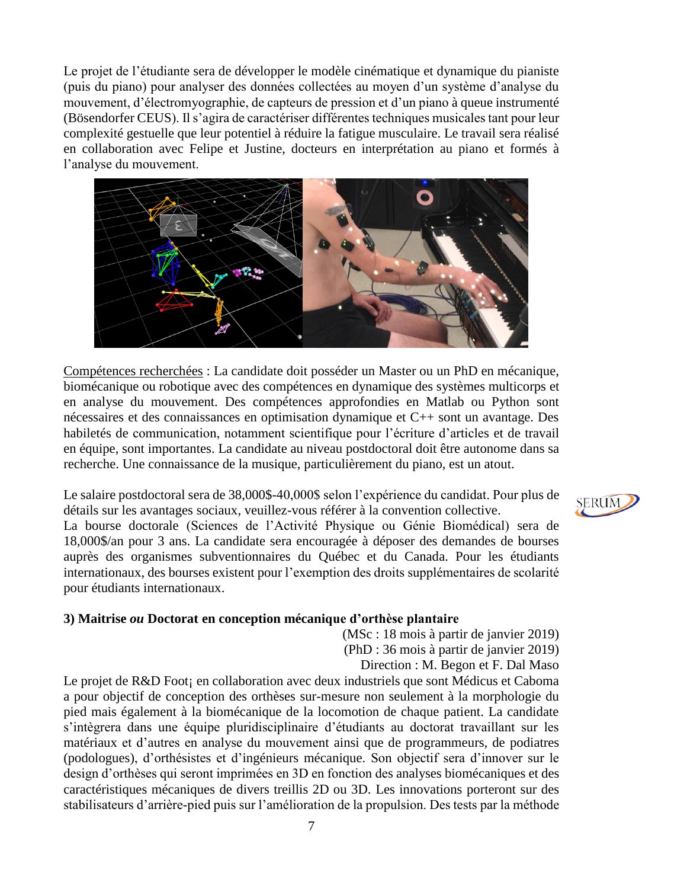Le projet de l'étudiante sera de développer le modèle cinématique et dynamique du pianiste (puis du piano) pour analyser des données collectées au moyen d'un système d'analyse du mouvement, d'électromyographie, de capteurs de pression et d'un piano à queue instrumenté (Bösendorfer CEUS). Il s'agira de caractériser différentes techniques musicales tant pour leur complexité gestuelle que leur potentiel à réduire la fatigue musculaire. Le travail sera réalisé en collaboration avec Felipe et Justine, docteurs en interprétation au piano et formés à l'analyse du mouvement.

Compétences recherchées : La candidate doit posséder un Master ou un PhD en mécanique, biomécanique ou robotique avec des compétences en dynamique des systèmes multicorps et en analyse du mouvement. Des compétences approfondies en Matlab ou Python sont nécessaires et des connaissances en optimisation dynamique et C++ sont un avantage. Des habiletés de communication, notamment scientifique pour l'écriture d'articles et de travail en équipe, sont importantes. La candidate au niveau postdoctoral doit être autonome dans sa recherche. Une connaissance de la musique, particulièrement du piano, est un atout.

Le salaire postdoctoral sera de 38,000$-40,000$ selon l'expérience du candidat. Pour plus de détails sur les avantages sociaux, veuillez-vous référer à la convention collective.
La bourse doctorale (Sciences de l'Activité Physique ou Génie Biomédical) sera de 18,000$/an pour 3 ans. La candidate sera encouragée à déposer des demandes de bourses auprès des organismes subventionnaires du Québec et du Canada. Pour les étudiants internationaux, des bourses existent pour l'exemption des droits supplémentaires de scolarité pour étudiants internationaux.

**3) Maitrise *ou* Doctorat en conception mécanique d'orthèse plantaire**

(MSc : 18 mois à partir de janvier 2019)
(PhD : 36 mois à partir de janvier 2019)
Direction : M. Begon et F. Dal Maso

Le projet de R&D Foot¡ en collaboration avec deux industriels que sont Médicus et Caboma a pour objectif de conception des orthèses sur-mesure non seulement à la morphologie du pied mais également à la biomécanique de la locomotion de chaque patient. La candidate s'intègrera dans une équipe pluridisciplinaire d'étudiants au doctorat travaillant sur les matériaux et d'autres en analyse du mouvement ainsi que de programmeurs, de podiatres (podologues), d'orthésistes et d'ingénieurs mécanique. Son objectif sera d'innover sur le design d'orthèses qui seront imprimées en 3D en fonction des analyses biomécaniques et des caractéristiques mécaniques de divers treillis 2D ou 3D. Les innovations porteront sur des stabilisateurs d'arrière-pied puis sur l'amélioration de la propulsion. Des tests par la méthode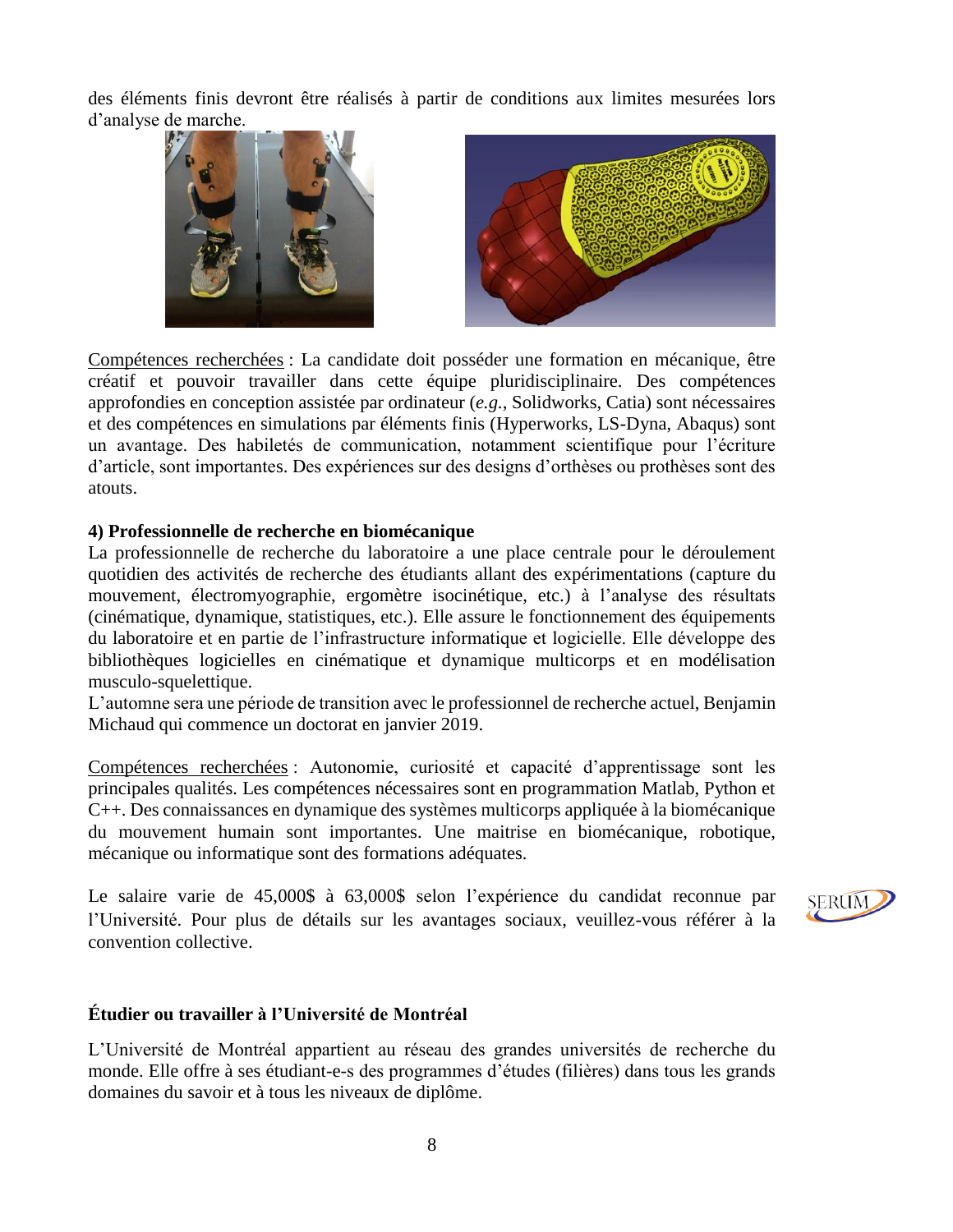des éléments finis devront être réalisés à partir de conditions aux limites mesurées lors d'analyse de marche.

<u>Compétences recherchées</u> : La candidate doit posséder une formation en mécanique, être créatif et pouvoir travailler dans cette équipe pluridisciplinaire. Des compétences approfondies en conception assistée par ordinateur (*e.g.*, Solidworks, Catia) sont nécessaires et des compétences en simulations par éléments finis (Hyperworks, LS-Dyna, Abaqus) sont un avantage. Des habiletés de communication, notamment scientifique pour l'écriture d'article, sont importantes. Des expériences sur des designs d'orthèses ou prothèses sont des atouts.

**4) Professionnelle de recherche en biomécanique**

La professionnelle de recherche du laboratoire a une place centrale pour le déroulement quotidien des activités de recherche des étudiants allant des expérimentations (capture du mouvement, électromyographie, ergomètre isocinétique, etc.) à l'analyse des résultats (cinématique, dynamique, statistiques, etc.). Elle assure le fonctionnement des équipements du laboratoire et en partie de l'infrastructure informatique et logicielle. Elle développe des bibliothèques logicielles en cinématique et dynamique multicorps et en modélisation musculo-squelettique.

L'automne sera une période de transition avec le professionnel de recherche actuel, Benjamin Michaud qui commence un doctorat en janvier 2019.

<u>Compétences recherchées</u> : Autonomie, curiosité et capacité d'apprentissage sont les principales qualités. Les compétences nécessaires sont en programmation Matlab, Python et C++. Des connaissances en dynamique des systèmes multicorps appliquée à la biomécanique du mouvement humain sont importantes. Une maitrise en biomécanique, robotique, mécanique ou informatique sont des formations adéquates.

Le salaire varie de 45,000$ à 63,000$ selon l'expérience du candidat reconnue par l'Université. Pour plus de détails sur les avantages sociaux, veuillez-vous référer à la convention collective.

**Étudier ou travailler à l'Université de Montréal**

L'Université de Montréal appartient au réseau des grandes universités de recherche du monde. Elle offre à ses étudiant-e-s des programmes d'études (filières) dans tous les grands domaines du savoir et à tous les niveaux de diplôme.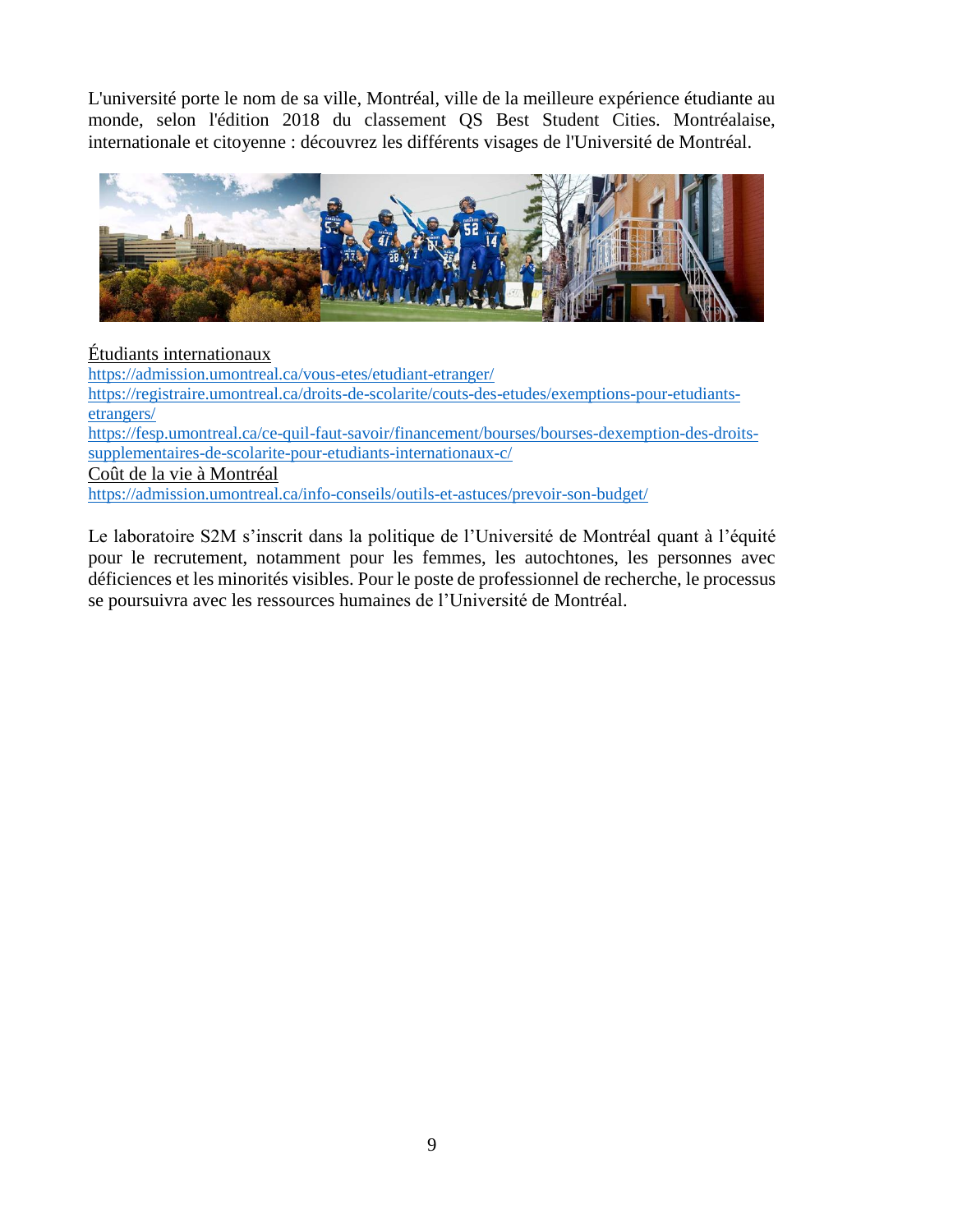L'université porte le nom de sa ville, Montréal, ville de la meilleure expérience étudiante au monde, selon l'édition 2018 du classement QS Best Student Cities. Montréalaise, internationale et citoyenne : découvrez les différents visages de l'Université de Montréal.

Étudiants internationaux
https://admission.umontreal.ca/vous-etes/etudiant-etranger/
https://registraire.umontreal.ca/droits-de-scolarite/couts-des-etudes/exemptions-pour-etudiants-etrangers/
https://fesp.umontreal.ca/ce-quil-faut-savoir/financement/bourses/bourses-dexemption-des-droits-supplementaires-de-scolarite-pour-etudiants-internationaux-c/
Coût de la vie à Montréal
https://admission.umontreal.ca/info-conseils/outils-et-astuces/prevoir-son-budget/

Le laboratoire S2M s'inscrit dans la politique de l'Université de Montréal quant à l'équité pour le recrutement, notamment pour les femmes, les autochtones, les personnes avec déficiences et les minorités visibles. Pour le poste de professionnel de recherche, le processus se poursuivra avec les ressources humaines de l'Université de Montréal.